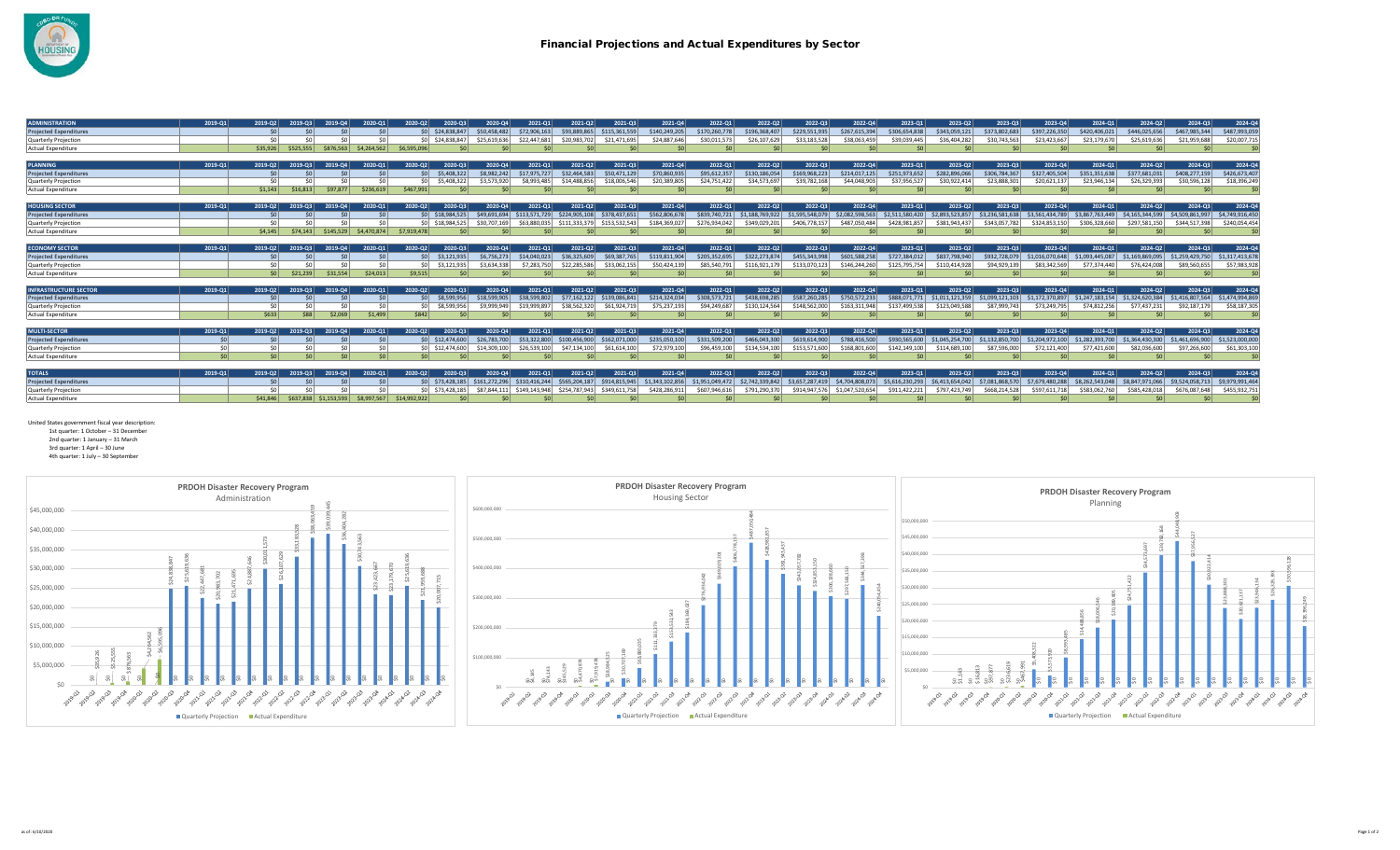# Financial Projections and Actual Expenditures by Sector

| ADMINISTRATION | 2019-Q1 | 2019-Q2 | 2019-Q3 | 2019-Q4 | 2020-Q1 | 2020-Q2 | 2020-Q3 | 2020-Q4 | 2021-Q1 | 2021-Q2 | 2021-Q3 | 2021-Q4 | 2022-Q1 | 2022-Q2 | 2022-Q3 | 2022-Q4 | 2023-Q1 | 2023-Q2 | 2023-Q3 | 2023-Q4 | 2024-Q1 | 2024-Q2 | 2024-Q3 | 2024-Q4 |
|---|---|---|---|---|---|---|---|---|---|---|---|---|---|---|---|---|---|---|---|---|---|---|---|---|
| Projected Expenditures | | $0 | $0 | $0 | $0 | $0 | $24,838,847 | $50,458,482 | $72,906,163 | $93,889,865 | $115,361,559 | $140,249,205 | $170,260,778 | $196,368,407 | $229,551,935 | $267,615,394 | $306,654,838 | $343,059,121 | $373,802,683 | $397,226,350 | $420,406,021 | $446,025,656 | $467,985,344 | $487,993,059 |
| Quarterly Projection | | $0 | $0 | $0 | $0 | $0 | $24,838,847 | $25,619,636 | $22,447,681 | $20,983,702 | $21,471,695 | $24,887,646 | $30,011,573 | $26,107,629 | $33,183,528 | $38,063,459 | $39,039,445 | $36,404,282 | $30,743,563 | $23,423,667 | $23,179,670 | $25,619,636 | $21,959,688 | $20,007,715 |
| Actual Expenditure | | $35,926 | $525,555 | $876,563 | $4,264,562 | $6,595,096 | $0 | $0 | $0 | $0 | $0 | $0 | $0 | $0 | $0 | $0 | $0 | $0 | $0 | $0 | $0 | $0 | $0 | $0 |

| PLANNING | 2019-Q1 | 2019-Q2 | 2019-Q3 | 2019-Q4 | 2020-Q1 | 2020-Q2 | 2020-Q3 | 2020-Q4 | 2021-Q1 | 2021-Q2 | 2021-Q3 | 2021-Q4 | 2022-Q1 | 2022-Q2 | 2022-Q3 | 2022-Q4 | 2023-Q1 | 2023-Q2 | 2023-Q3 | 2023-Q4 | 2024-Q1 | 2024-Q2 | 2024-Q3 | 2024-Q4 |
|---|---|---|---|---|---|---|---|---|---|---|---|---|---|---|---|---|---|---|---|---|---|---|---|---|
| Projected Expenditures | | $0 | $0 | $0 | $0 | $0 | $5,408,322 | $8,982,242 | $17,975,727 | $32,464,583 | $50,471,129 | $70,860,935 | $95,612,357 | $130,186,054 | $169,968,223 | $214,017,125 | $251,973,652 | $282,896,066 | $306,784,367 | $327,405,504 | $351,351,638 | $377,681,031 | $408,277,159 | $426,673,407 |
| Quarterly Projection | | $0 | $0 | $0 | $0 | $0 | $5,408,322 | $3,573,920 | $8,993,485 | $14,488,856 | $18,006,546 | $20,389,805 | $24,751,422 | $34,573,697 | $39,782,168 | $44,048,903 | $37,956,527 | $30,922,414 | $23,888,301 | $20,621,137 | $23,946,134 | $26,329,393 | $30,596,128 | $18,396,249 |
| Actual Expenditure | | $1,143 | $16,813 | $97,877 | $236,619 | $467,991 | $0 | $0 | $0 | $0 | $0 | $0 | $0 | $0 | $0 | $0 | $0 | $0 | $0 | $0 | $0 | $0 | $0 | $0 |

| HOUSING SECTOR | 2019-Q1 | 2019-Q2 | 2019-Q3 | 2019-Q4 | 2020-Q1 | 2020-Q2 | 2020-Q3 | 2020-Q4 | 2021-Q1 | 2021-Q2 | 2021-Q3 | 2021-Q4 | 2022-Q1 | 2022-Q2 | 2022-Q3 | 2022-Q4 | 2023-Q1 | 2023-Q2 | 2023-Q3 | 2023-Q4 | 2024-Q1 | 2024-Q2 | 2024-Q3 | 2024-Q4 |
|---|---|---|---|---|---|---|---|---|---|---|---|---|---|---|---|---|---|---|---|---|---|---|---|---|
| Projected Expenditures | | $0 | $0 | $0 | $0 | $0 | $18,984,525 | $49,691,694 | $113,571,729 | $224,905,108 | $378,437,651 | $562,806,678 | $839,740,721 | $1,188,769,922 | $1,595,548,079 | $2,082,598,563 | $2,511,580,420 | $2,893,523,857 | $3,236,581,638 | $3,561,434,789 | $3,867,763,449 | $4,165,344,599 | $4,509,861,997 | $4,749,916,450 |
| Quarterly Projection | | $0 | $0 | $0 | $0 | $0 | $18,984,525 | $30,707,169 | $63,880,035 | $111,333,379 | $153,532,543 | $184,369,027 | $276,934,042 | $349,029,201 | $406,778,157 | $487,050,484 | $428,981,857 | $381,943,437 | $343,057,782 | $324,853,150 | $306,328,660 | $297,581,150 | $344,517,398 | $240,054,454 |
| Actual Expenditure | | $4,145 | $74,343 | $145,529 | $4,470,874 | $7,919,478 | $0 | $0 | $0 | $0 | $0 | $0 | $0 | $0 | $0 | $0 | $0 | $0 | $0 | $0 | $0 | $0 | $0 | $0 |

| ECONOMY SECTOR | 2019-Q1 | 2019-Q2 | 2019-Q3 | 2019-Q4 | 2020-Q1 | 2020-Q2 | 2020-Q3 | 2020-Q4 | 2021-Q1 | 2021-Q2 | 2021-Q3 | 2021-Q4 | 2022-Q1 | 2022-Q2 | 2022-Q3 | 2022-Q4 | 2023-Q1 | 2023-Q2 | 2023-Q3 | 2023-Q4 | 2024-Q1 | 2024-Q2 | 2024-Q3 | 2024-Q4 |
|---|---|---|---|---|---|---|---|---|---|---|---|---|---|---|---|---|---|---|---|---|---|---|---|---|
| Projected Expenditures | | $0 | $0 | $0 | $0 | $0 | $3,121,935 | $6,756,273 | $14,040,023 | $36,325,609 | $69,387,765 | $119,811,904 | $205,352,695 | $322,273,874 | $455,343,998 | $601,588,258 | $727,384,012 | $837,798,940 | $932,728,079 | $1,016,070,648 | $1,093,445,087 | $1,169,869,095 | $1,259,429,750 | $1,317,413,678 |
| Quarterly Projection | | $0 | $0 | $0 | $0 | $0 | $3,121,935 | $3,634,338 | $7,283,750 | $22,285,586 | $33,062,155 | $50,424,139 | $85,540,791 | $116,921,179 | $133,070,123 | $146,244,260 | $125,795,754 | $110,414,928 | $94,929,139 | $83,342,569 | $77,374,440 | $76,424,008 | $89,560,655 | $57,983,928 |
| Actual Expenditure | | $0 | $21,239 | $31,554 | $24,013 | $9,515 | $0 | $0 | $0 | $0 | $0 | $0 | $0 | $0 | $0 | $0 | $0 | $0 | $0 | $0 | $0 | $0 | $0 | $0 |

| INFRASTRUCTURE SECTOR | 2019-Q1 | 2019-Q2 | 2019-Q3 | 2019-Q4 | 2020-Q1 | 2020-Q2 | 2020-Q3 | 2020-Q4 | 2021-Q1 | 2021-Q2 | 2021-Q3 | 2021-Q4 | 2022-Q1 | 2022-Q2 | 2022-Q3 | 2022-Q4 | 2023-Q1 | 2023-Q2 | 2023-Q3 | 2023-Q4 | 2024-Q1 | 2024-Q2 | 2024-Q3 | 2024-Q4 |
|---|---|---|---|---|---|---|---|---|---|---|---|---|---|---|---|---|---|---|---|---|---|---|---|---|
| Projected Expenditures | | $0 | $0 | $0 | $0 | $0 | $8,599,956 | $18,599,905 | $38,599,802 | $77,162,122 | $139,086,841 | $214,324,034 | $308,573,721 | $438,698,285 | $587,260,285 | $750,572,233 | $888,071,771 | $1,011,121,359 | $1,099,121,103 | $1,172,370,897 | $1,247,183,154 | $1,324,620,384 | $1,416,807,564 | $1,474,994,869 |
| Quarterly Projection | | $0 | $0 | $0 | $0 | $0 | $8,599,956 | $9,999,949 | $19,999,897 | $38,562,320 | $61,924,719 | $75,237,193 | $94,249,687 | $130,124,564 | $148,562,000 | $163,311,948 | $137,499,538 | $123,049,588 | $87,999,743 | $73,249,795 | $74,812,256 | $77,437,231 | $92,187,179 | $58,187,305 |
| Actual Expenditure | | $633 | $88 | $2,069 | $1,499 | $842 | $0 | $0 | $0 | $0 | $0 | $0 | $0 | $0 | $0 | $0 | $0 | $0 | $0 | $0 | $0 | $0 | $0 | $0 |

| MULTI-SECTOR | 2019-Q1 | 2019-Q2 | 2019-Q3 | 2019-Q4 | 2020-Q1 | 2020-Q2 | 2020-Q3 | 2020-Q4 | 2021-Q1 | 2021-Q2 | 2021-Q3 | 2021-Q4 | 2022-Q1 | 2022-Q2 | 2022-Q3 | 2022-Q4 | 2023-Q1 | 2023-Q2 | 2023-Q3 | 2023-Q4 | 2024-Q1 | 2024-Q2 | 2024-Q3 | 2024-Q4 |
|---|---|---|---|---|---|---|---|---|---|---|---|---|---|---|---|---|---|---|---|---|---|---|---|---|
| Projected Expenditures | $0 | $0 | $0 | $0 | $0 | $0 | $12,474,600 | $26,783,700 | $53,322,800 | $100,456,900 | $162,071,000 | $235,050,100 | $331,509,200 | $466,043,300 | $619,614,900 | $788,416,500 | $930,565,600 | $1,045,254,700 | $1,132,850,700 | $1,204,972,100 | $1,282,393,700 | $1,364,430,300 | $1,461,696,900 | $1,523,000,000 |
| Quarterly Projection | $0 | $0 | $0 | $0 | $0 | $0 | $12,474,600 | $14,309,100 | $26,539,100 | $47,134,100 | $61,614,100 | $72,979,100 | $96,459,100 | $134,534,100 | $153,571,600 | $168,801,600 | $142,149,100 | $114,689,100 | $87,596,000 | $72,121,400 | $77,421,600 | $82,036,600 | $97,266,600 | $61,303,100 |
| Actual Expenditure | $0 | $0 | $0 | $0 | $0 | $0 | $0 | $0 | $0 | $0 | $0 | $0 | $0 | $0 | $0 | $0 | $0 | $0 | $0 | $0 | $0 | $0 | $0 | $0 |

| TOTALS | 2019-Q1 | 2019-Q2 | 2019-Q3 | 2019-Q4 | 2020-Q1 | 2020-Q2 | 2020-Q3 | 2020-Q4 | 2021-Q1 | 2021-Q2 | 2021-Q3 | 2021-Q4 | 2022-Q1 | 2022-Q2 | 2022-Q3 | 2022-Q4 | 2023-Q1 | 2023-Q2 | 2023-Q3 | 2023-Q4 | 2024-Q1 | 2024-Q2 | 2024-Q3 | 2024-Q4 |
|---|---|---|---|---|---|---|---|---|---|---|---|---|---|---|---|---|---|---|---|---|---|---|---|---|
| Projected Expenditures | | $0 | $0 | $0 | $0 | $0 | $73,428,185 | $161,272,296 | $310,416,244 | $565,204,187 | $914,815,945 | $1,343,102,856 | $1,951,049,472 | $2,742,339,842 | $3,657,287,419 | $4,704,808,073 | $5,616,230,293 | $6,413,654,042 | $7,081,868,570 | $7,679,480,288 | $8,262,543,048 | $8,847,971,066 | $9,524,058,713 | $9,979,991,464 |
| Quarterly Projection | | $0 | $0 | $0 | $0 | $0 | $73,428,185 | $87,844,111 | $149,143,948 | $254,787,943 | $349,611,758 | $428,286,911 | $607,946,616 | $791,290,370 | $914,947,576 | $1,047,520,654 | $911,422,221 | $797,423,749 | $668,214,528 | $597,611,718 | $583,062,760 | $585,428,018 | $676,087,648 | $455,932,751 |
| Actual Expenditure | | $41,846 | $637,838 | $1,153,593 | $8,997,567 | $14,992,922 | $0 | $0 | $0 | $0 | $0 | $0 | $0 | $0 | $0 | $0 | $0 | $0 | $0 | $0 | $0 | $0 | $0 | $0 |

United States government fiscal year description:

- 1st quarter: 1 October – 31 December
- 2nd quarter: 1 January – 31 March
- 3rd quarter: 1 April – 30 June
- 4th quarter: 1 July – 30 September

PRDOH Disaster Recovery Program — Administration

PRDOH Disaster Recovery Program — Housing Sector

PRDOH Disaster Recovery Program — Planning

as of: 6/10/2020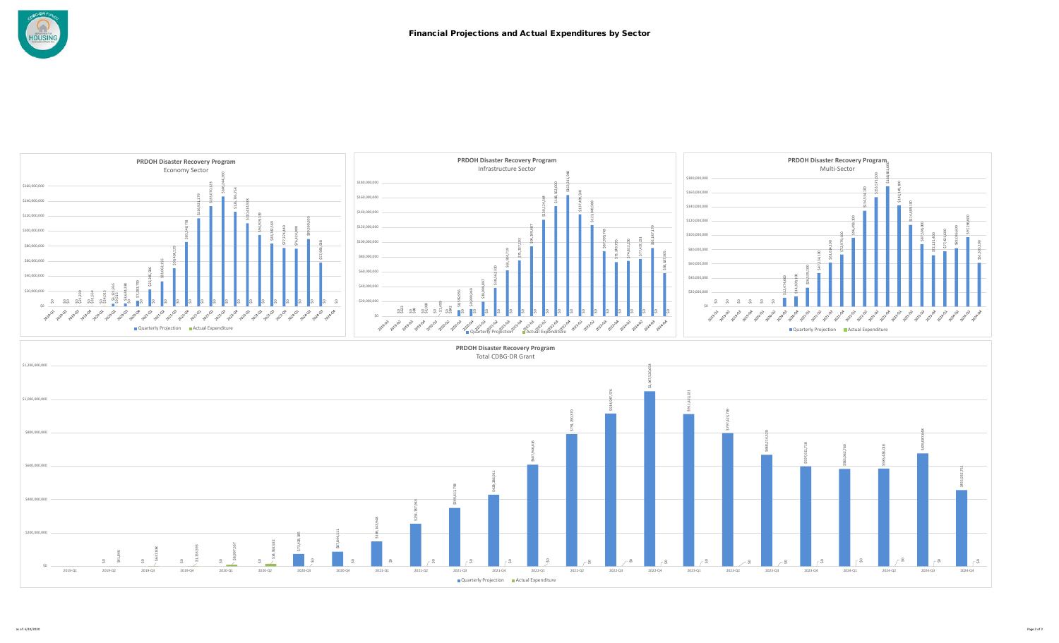# Financial Projections and Actual Expenditures by Sector

**PRDOH Disaster Recovery Program**
Economy Sector

Quarterly Projection
Actual Expenditure

**PRDOH Disaster Recovery Program**
Infrastructure Sector

Quarterly Projection
Actual Expenditure

**PRDOH Disaster Recovery Program**
Multi-Sector

Quarterly Projection
Actual Expenditure

**PRDOH Disaster Recovery Program**
Total CDBG-DR Grant

Quarterly Projection
Actual Expenditure

as of: 6/10/2020